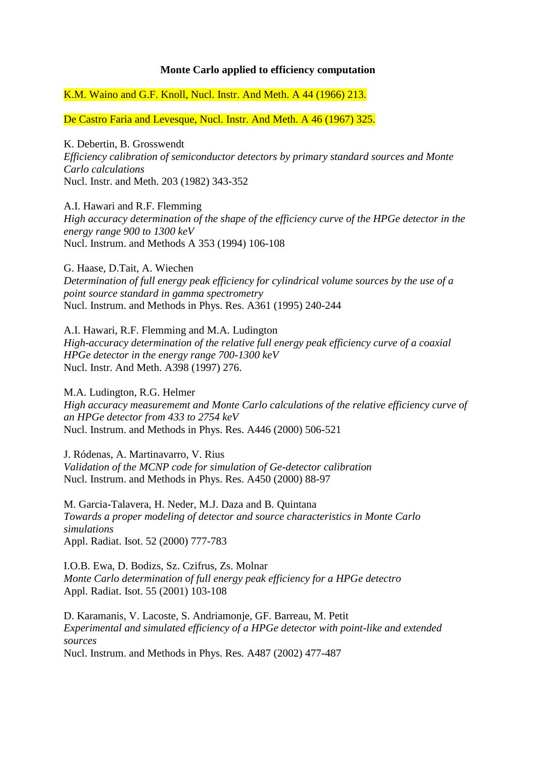**Monte Carlo applied to efficiency computation**

K.M. Waino and G.F. Knoll, Nucl. Instr. And Meth. A 44 (1966) 213.

De Castro Faria and Levesque, Nucl. Instr. And Meth. A 46 (1967) 325.

K. Debertin, B. Grosswendt  
*Efficiency calibration of semiconductor detectors by primary standard sources and Monte Carlo calculations*  
Nucl. Instr. and Meth. 203 (1982) 343-352

A.I. Hawari and R.F. Flemming  
*High accuracy determination of the shape of the efficiency curve of the HPGe detector in the energy range 900 to 1300 keV*  
Nucl. Instrum. and Methods A 353 (1994) 106-108

G. Haase, D.Tait, A. Wiechen  
*Determination of full energy peak efficiency for cylindrical volume sources by the use of a point source standard in gamma spectrometry*  
Nucl. Instrum. and Methods in Phys. Res. A361 (1995) 240-244

A.I. Hawari, R.F. Flemming and M.A. Ludington  
*High-accuracy determination of the relative full energy peak efficiency curve of a coaxial HPGe detector in the energy range 700-1300 keV*  
Nucl. Instr. And Meth. A398 (1997) 276.

M.A. Ludington, R.G. Helmer  
*High accuracy measuremernt and Monte Carlo calculations of the relative efficiency curve of an HPGe detector from 433 to 2754 keV*  
Nucl. Instrum. and Methods in Phys. Res. A446 (2000) 506-521

J. Ródenas, A. Martinavarro, V. Rius  
*Validation of the MCNP code for simulation of Ge-detector calibration*  
Nucl. Instrum. and Methods in Phys. Res. A450 (2000) 88-97

M. Garcia-Talavera, H. Neder, M.J. Daza and B. Quintana  
*Towards a proper modeling of detector and source characteristics in Monte Carlo simulations*  
Appl. Radiat. Isot. 52 (2000) 777-783

I.O.B. Ewa, D. Bodizs, Sz. Czifrus, Zs. Molnar  
*Monte Carlo determination of full energy peak efficiency for a HPGe detectro*  
Appl. Radiat. Isot. 55 (2001) 103-108

D. Karamanis, V. Lacoste, S. Andriamonje, GF. Barreau, M. Petit  
*Experimental and simulated efficiency of a HPGe detector with point-like and extended sources*  
Nucl. Instrum. and Methods in Phys. Res. A487 (2002) 477-487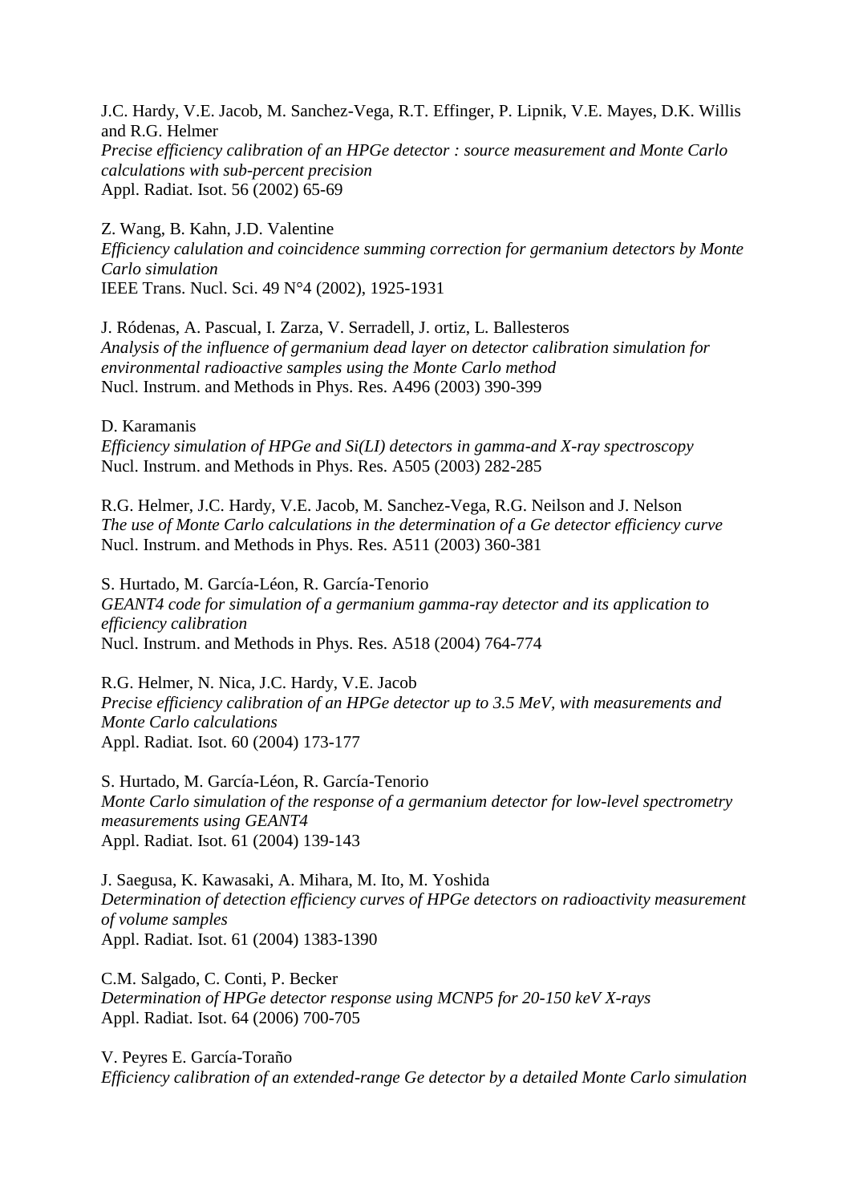J.C. Hardy, V.E. Jacob, M. Sanchez-Vega, R.T. Effinger, P. Lipnik, V.E. Mayes, D.K. Willis and R.G. Helmer
*Precise efficiency calibration of an HPGe detector : source measurement and Monte Carlo calculations with sub-percent precision*
Appl. Radiat. Isot. 56 (2002) 65-69

Z. Wang, B. Kahn, J.D. Valentine
*Efficiency calulation and coincidence summing correction for germanium detectors by Monte Carlo simulation*
IEEE Trans. Nucl. Sci. 49 N°4 (2002), 1925-1931

J. Ródenas, A. Pascual, I. Zarza, V. Serradell, J. ortiz, L. Ballesteros
*Analysis of the influence of germanium dead layer on detector calibration simulation for environmental radioactive samples using the Monte Carlo method*
Nucl. Instrum. and Methods in Phys. Res. A496 (2003) 390-399

D. Karamanis
*Efficiency simulation of HPGe and Si(LI) detectors in gamma-and X-ray spectroscopy*
Nucl. Instrum. and Methods in Phys. Res. A505 (2003) 282-285

R.G. Helmer, J.C. Hardy, V.E. Jacob, M. Sanchez-Vega, R.G. Neilson and J. Nelson
*The use of Monte Carlo calculations in the determination of a Ge detector efficiency curve*
Nucl. Instrum. and Methods in Phys. Res. A511 (2003) 360-381

S. Hurtado, M. García-Léon, R. García-Tenorio
*GEANT4 code for simulation of a germanium gamma-ray detector and its application to efficiency calibration*
Nucl. Instrum. and Methods in Phys. Res. A518 (2004) 764-774

R.G. Helmer, N. Nica, J.C. Hardy, V.E. Jacob
*Precise efficiency calibration of an HPGe detector up to 3.5 MeV, with measurements and Monte Carlo calculations*
Appl. Radiat. Isot. 60 (2004) 173-177

S. Hurtado, M. García-Léon, R. García-Tenorio
*Monte Carlo simulation of the response of a germanium detector for low-level spectrometry measurements using GEANT4*
Appl. Radiat. Isot. 61 (2004) 139-143

J. Saegusa, K. Kawasaki, A. Mihara, M. Ito, M. Yoshida
*Determination of detection efficiency curves of HPGe detectors on radioactivity measurement of volume samples*
Appl. Radiat. Isot. 61 (2004) 1383-1390

C.M. Salgado, C. Conti, P. Becker
*Determination of HPGe detector response using MCNP5 for 20-150 keV X-rays*
Appl. Radiat. Isot. 64 (2006) 700-705

V. Peyres E. García-Toraño
*Efficiency calibration of an extended-range Ge detector by a detailed Monte Carlo simulation*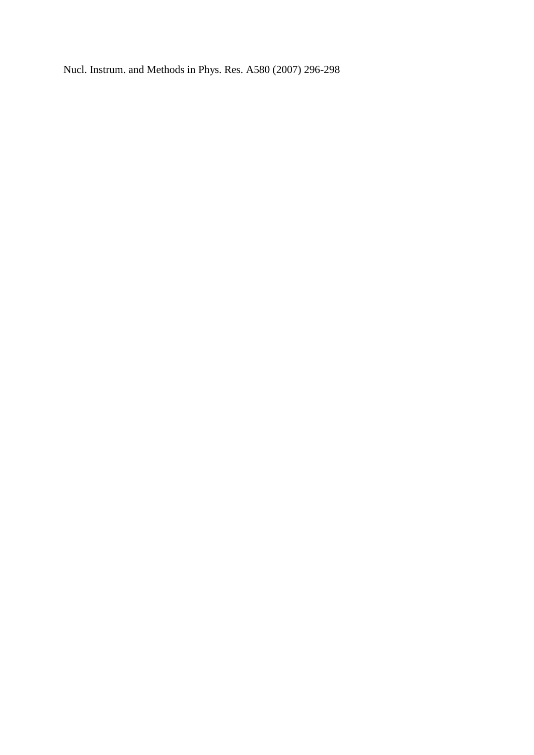Nucl. Instrum. and Methods in Phys. Res. A580 (2007) 296-298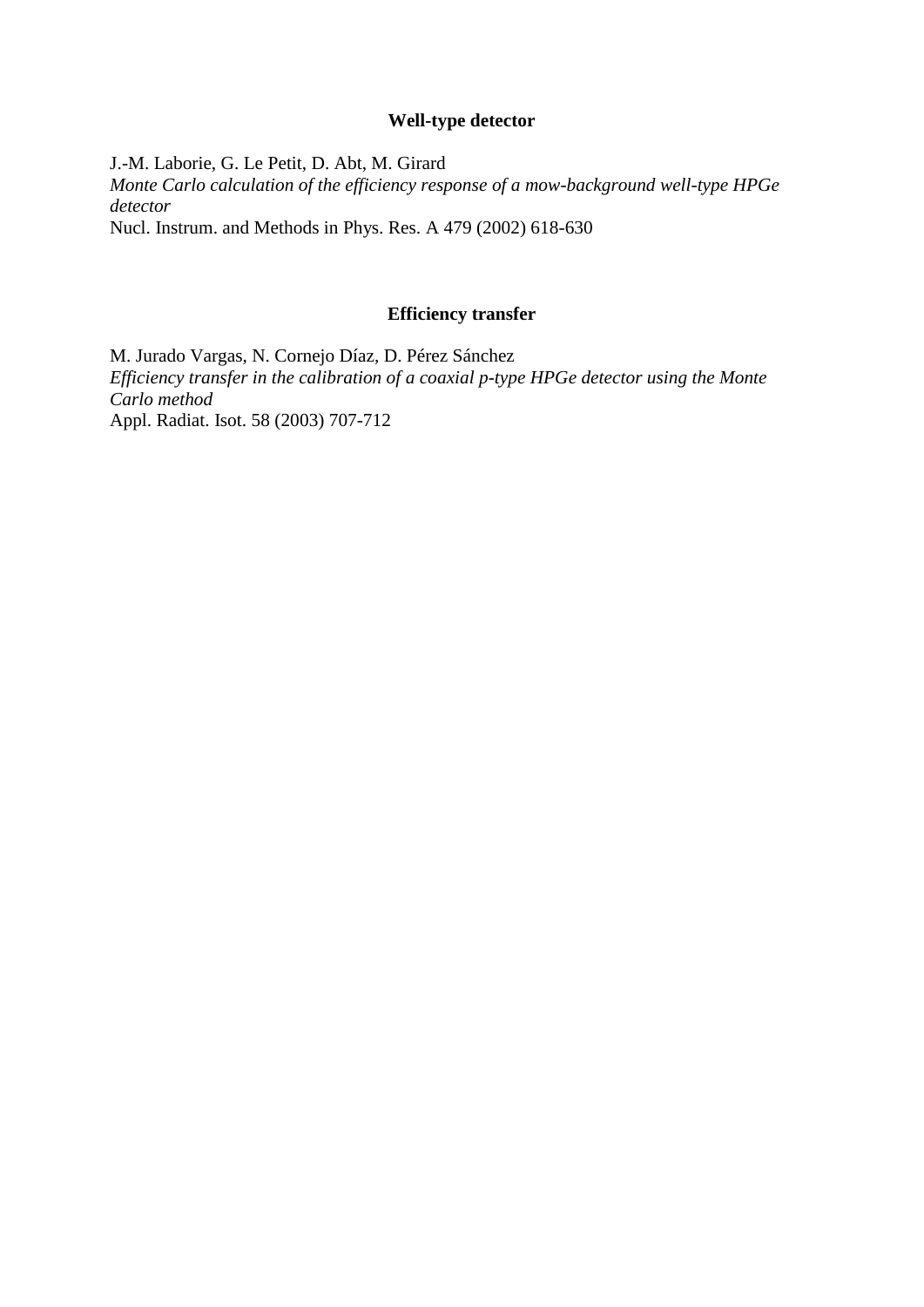**Well-type detector**

J.-M. Laborie, G. Le Petit, D. Abt, M. Girard
*Monte Carlo calculation of the efficiency response of a mow-background well-type HPGe detector*
Nucl. Instrum. and Methods in Phys. Res. A 479 (2002) 618-630

**Efficiency transfer**

M. Jurado Vargas, N. Cornejo Díaz, D. Pérez Sánchez
*Efficiency transfer in the calibration of a coaxial p-type HPGe detector using the Monte Carlo method*
Appl. Radiat. Isot. 58 (2003) 707-712